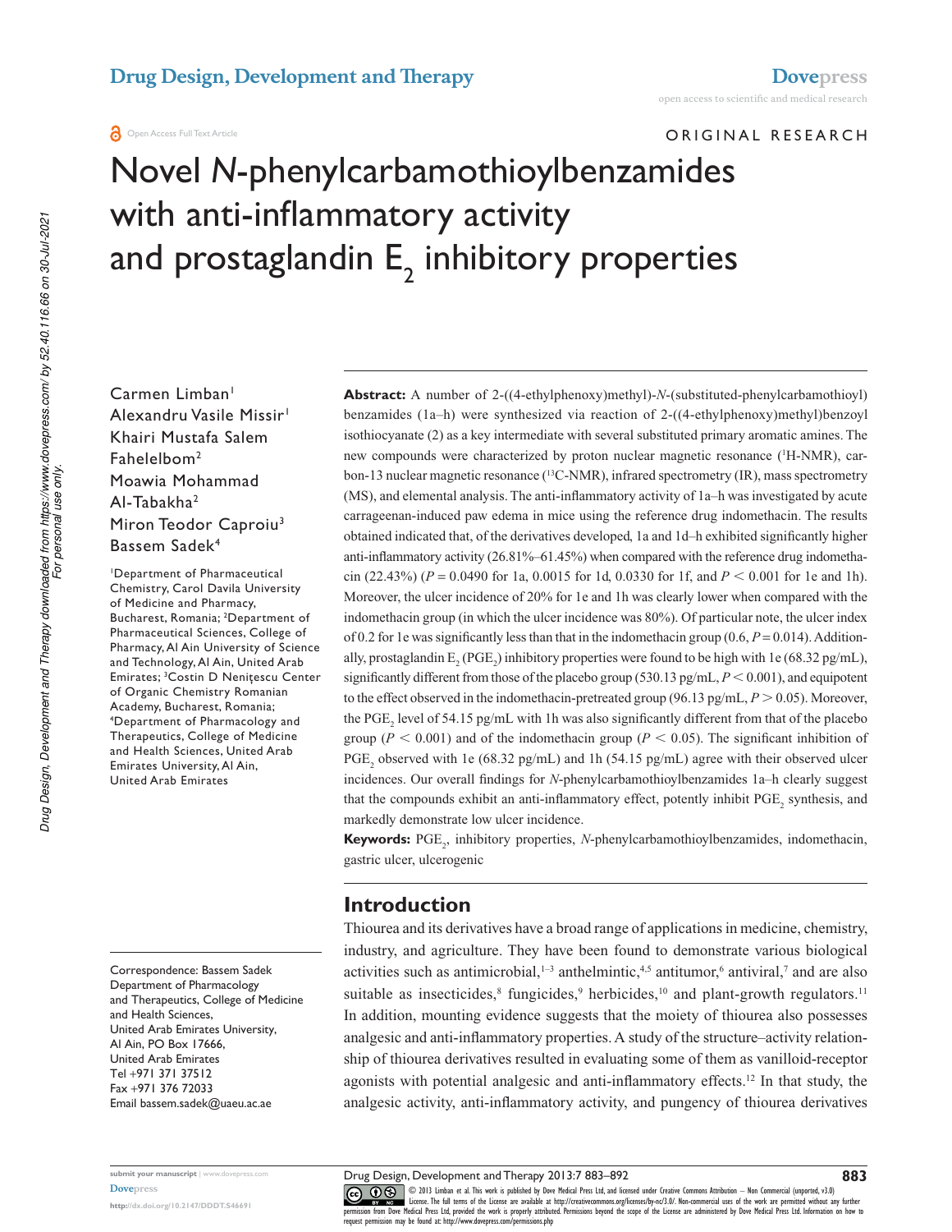ORIGINAL RESEARCH

# Novel *N*-phenylcarbamothioylbenzamides with anti-inflammatory activity and prostaglandin $E_2$ inhibitory properties

Carmen Limban[1]
Alexandru Vasile Missir[1]
Khairi Mustafa Salem Fahelelbom[2]
Moawia Mohammad Al-Tabakha[2]
Miron Teodor Caproiu[3]
Bassem Sadek[4]

[1]Department of Pharmaceutical Chemistry, Carol Davila University of Medicine and Pharmacy, Bucharest, Romania; [2]Department of Pharmaceutical Sciences, College of Pharmacy, Al Ain University of Science and Technology, Al Ain, United Arab Emirates; [3]Costin D Nenițescu Center of Organic Chemistry Romanian Academy, Bucharest, Romania; [4]Department of Pharmacology and Therapeutics, College of Medicine and Health Sciences, United Arab Emirates University, Al Ain, United Arab Emirates

Correspondence: Bassem Sadek
Department of Pharmacology and Therapeutics, College of Medicine and Health Sciences,
United Arab Emirates University,
Al Ain, PO Box 17666,
United Arab Emirates
Tel +971 371 37512
Fax +971 376 72033
Email bassem.sadek@uaeu.ac.ae

**Abstract:** A number of 2-((4-ethylphenoxy)methyl)-*N*-(substituted-phenylcarbamothioyl) benzamides (1a–h) were synthesized via reaction of 2-((4-ethylphenoxy)methyl)benzoyl isothiocyanate (2) as a key intermediate with several substituted primary aromatic amines. The new compounds were characterized by proton nuclear magnetic resonance ($^1$H-NMR), carbon-13 nuclear magnetic resonance ($^{13}$C-NMR), infrared spectrometry (IR), mass spectrometry (MS), and elemental analysis. The anti-inflammatory activity of 1a–h was investigated by acute carrageenan-induced paw edema in mice using the reference drug indomethacin. The results obtained indicated that, of the derivatives developed, 1a and 1d–h exhibited significantly higher anti-inflammatory activity (26.81%–61.45%) when compared with the reference drug indomethacin (22.43%) ($P = 0.0490$ for 1a, 0.0015 for 1d, 0.0330 for 1f, and $P < 0.001$ for 1e and 1h). Moreover, the ulcer incidence of 20% for 1e and 1h was clearly lower when compared with the indomethacin group (in which the ulcer incidence was 80%). Of particular note, the ulcer index of 0.2 for 1e was significantly less than that in the indomethacin group (0.6, $P = 0.014$). Additionally, prostaglandin $E_2$ ($PGE_2$) inhibitory properties were found to be high with 1e (68.32 pg/mL), significantly different from those of the placebo group (530.13 pg/mL, $P < 0.001$), and equipotent to the effect observed in the indomethacin-pretreated group (96.13 pg/mL, $P > 0.05$). Moreover, the $PGE_2$ level of 54.15 pg/mL with 1h was also significantly different from that of the placebo group ($P < 0.001$) and of the indomethacin group ($P < 0.05$). The significant inhibition of $PGE_2$ observed with 1e (68.32 pg/mL) and 1h (54.15 pg/mL) agree with their observed ulcer incidences. Our overall findings for *N*-phenylcarbamothioylbenzamides 1a–h clearly suggest that the compounds exhibit an anti-inflammatory effect, potently inhibit $PGE_2$ synthesis, and markedly demonstrate low ulcer incidence.

**Keywords:** $PGE_2$, inhibitory properties, *N*-phenylcarbamothioylbenzamides, indomethacin, gastric ulcer, ulcerogenic

## Introduction

Thiourea and its derivatives have a broad range of applications in medicine, chemistry, industry, and agriculture. They have been found to demonstrate various biological activities such as antimicrobial,[1–3] anthelmintic,[4,5] antitumor,[6] antiviral,[7] and are also suitable as insecticides,[8] fungicides,[9] herbicides,[10] and plant-growth regulators.[11] In addition, mounting evidence suggests that the moiety of thiourea also possesses analgesic and anti-inflammatory properties. A study of the structure–activity relationship of thiourea derivatives resulted in evaluating some of them as vanilloid-receptor agonists with potential analgesic and anti-inflammatory effects.[12] In that study, the analgesic activity, anti-inflammatory activity, and pungency of thiourea derivatives

© 2013 Limban et al. This work is published by Dove Medical Press Ltd, and licensed under Creative Commons Attribution – Non Commercial (unported, v3.0) License. The full terms of the License are available at http://creativecommons.org/licenses/by-nc/3.0/. Non-commercial uses of the work are permitted without any further permission from Dove Medical Press Ltd, provided the work is properly attributed. Permissions beyond the scope of the License are administered by Dove Medical Press Ltd. Information on how to request permission may be found at: http://www.dovepress.com/permissions.php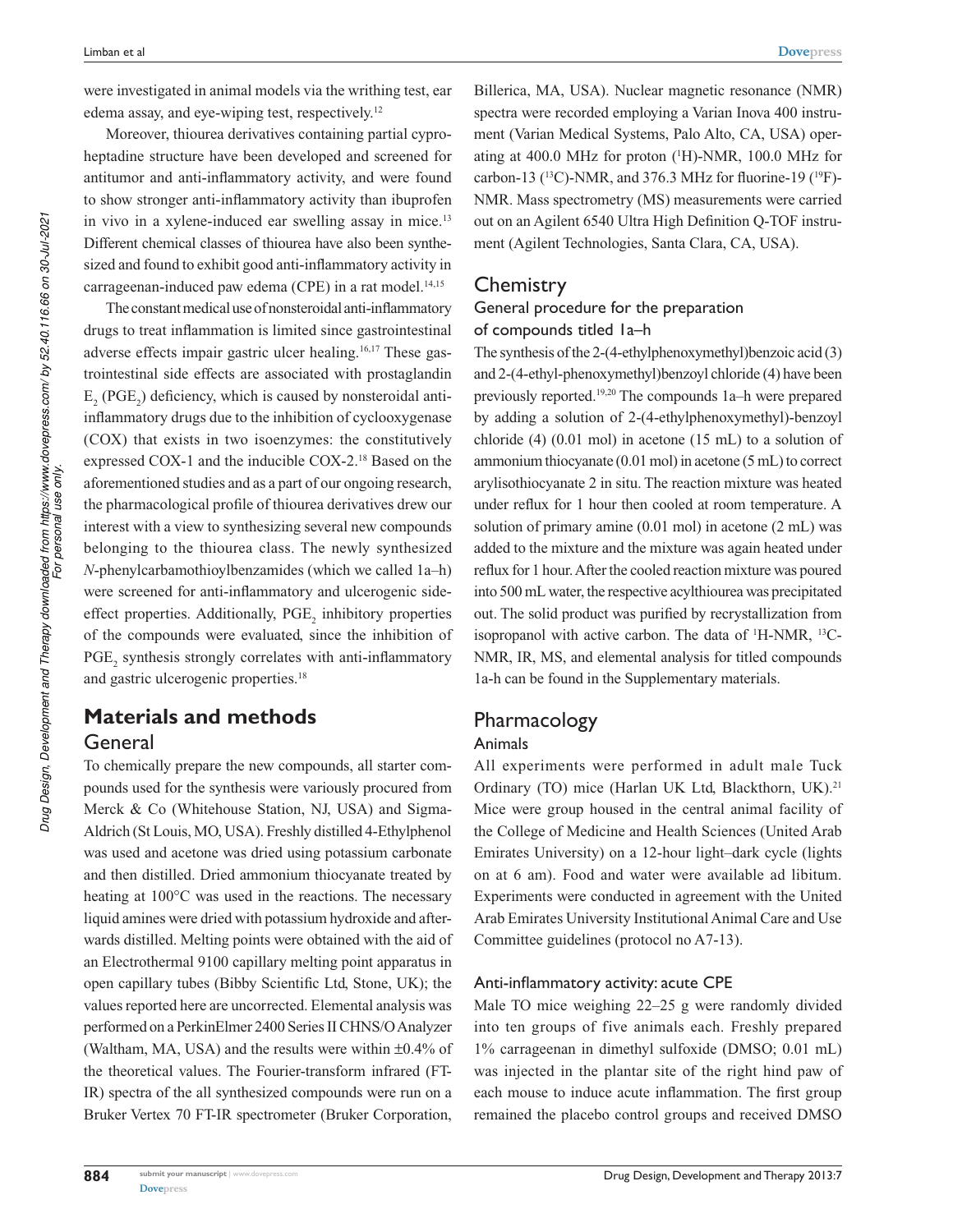were investigated in animal models via the writhing test, ear edema assay, and eye-wiping test, respectively.[12]

Moreover, thiourea derivatives containing partial cyproheptadine structure have been developed and screened for antitumor and anti-inflammatory activity, and were found to show stronger anti-inflammatory activity than ibuprofen in vivo in a xylene-induced ear swelling assay in mice.[13] Different chemical classes of thiourea have also been synthesized and found to exhibit good anti-inflammatory activity in carrageenan-induced paw edema (CPE) in a rat model.[14,15]

The constant medical use of nonsteroidal anti-inflammatory drugs to treat inflammation is limited since gastrointestinal adverse effects impair gastric ulcer healing.[16,17] These gastrointestinal side effects are associated with prostaglandin $E_2$ ($PGE_2$) deficiency, which is caused by nonsteroidal anti-inflammatory drugs due to the inhibition of cyclooxygenase (COX) that exists in two isoenzymes: the constitutively expressed COX-1 and the inducible COX-2.[18] Based on the aforementioned studies and as a part of our ongoing research, the pharmacological profile of thiourea derivatives drew our interest with a view to synthesizing several new compounds belonging to the thiourea class. The newly synthesized *N*-phenylcarbamothioylbenzamides (which we called 1a–h) were screened for anti-inflammatory and ulcerogenic side-effect properties. Additionally, $PGE_2$ inhibitory properties of the compounds were evaluated, since the inhibition of $PGE_2$ synthesis strongly correlates with anti-inflammatory and gastric ulcerogenic properties.[18]

## Materials and methods

### General

To chemically prepare the new compounds, all starter compounds used for the synthesis were variously procured from Merck & Co (Whitehouse Station, NJ, USA) and Sigma-Aldrich (St Louis, MO, USA). Freshly distilled 4-Ethylphenol was used and acetone was dried using potassium carbonate and then distilled. Dried ammonium thiocyanate treated by heating at 100°C was used in the reactions. The necessary liquid amines were dried with potassium hydroxide and afterwards distilled. Melting points were obtained with the aid of an Electrothermal 9100 capillary melting point apparatus in open capillary tubes (Bibby Scientific Ltd, Stone, UK); the values reported here are uncorrected. Elemental analysis was performed on a PerkinElmer 2400 Series II CHNS/O Analyzer (Waltham, MA, USA) and the results were within ±0.4% of the theoretical values. The Fourier-transform infrared (FT-IR) spectra of the all synthesized compounds were run on a Bruker Vertex 70 FT-IR spectrometer (Bruker Corporation, Billerica, MA, USA). Nuclear magnetic resonance (NMR) spectra were recorded employing a Varian Inova 400 instrument (Varian Medical Systems, Palo Alto, CA, USA) operating at 400.0 MHz for proton ($^1$H)-NMR, 100.0 MHz for carbon-13 ($^{13}$C)-NMR, and 376.3 MHz for fluorine-19 ($^{19}$F)-NMR. Mass spectrometry (MS) measurements were carried out on an Agilent 6540 Ultra High Definition Q-TOF instrument (Agilent Technologies, Santa Clara, CA, USA).

### Chemistry

#### General procedure for the preparation of compounds titled 1a–h

The synthesis of the 2-(4-ethylphenoxymethyl)benzoic acid (3) and 2-(4-ethyl-phenoxymethyl)benzoyl chloride (4) have been previously reported.[19,20] The compounds 1a–h were prepared by adding a solution of 2-(4-ethylphenoxymethyl)-benzoyl chloride (4) (0.01 mol) in acetone (15 mL) to a solution of ammonium thiocyanate (0.01 mol) in acetone (5 mL) to correct arylisothiocyanate 2 in situ. The reaction mixture was heated under reflux for 1 hour then cooled at room temperature. A solution of primary amine (0.01 mol) in acetone (2 mL) was added to the mixture and the mixture was again heated under reflux for 1 hour. After the cooled reaction mixture was poured into 500 mL water, the respective acylthiourea was precipitated out. The solid product was purified by recrystallization from isopropanol with active carbon. The data of $^1$H-NMR, $^{13}$C-NMR, IR, MS, and elemental analysis for titled compounds 1a-h can be found in the Supplementary materials.

### Pharmacology

#### Animals

All experiments were performed in adult male Tuck Ordinary (TO) mice (Harlan UK Ltd, Blackthorn, UK).[21] Mice were group housed in the central animal facility of the College of Medicine and Health Sciences (United Arab Emirates University) on a 12-hour light–dark cycle (lights on at 6 am). Food and water were available ad libitum. Experiments were conducted in agreement with the United Arab Emirates University Institutional Animal Care and Use Committee guidelines (protocol no A7-13).

#### Anti-inflammatory activity: acute CPE

Male TO mice weighing 22–25 g were randomly divided into ten groups of five animals each. Freshly prepared 1% carrageenan in dimethyl sulfoxide (DMSO; 0.01 mL) was injected in the plantar site of the right hind paw of each mouse to induce acute inflammation. The first group remained the placebo control groups and received DMSO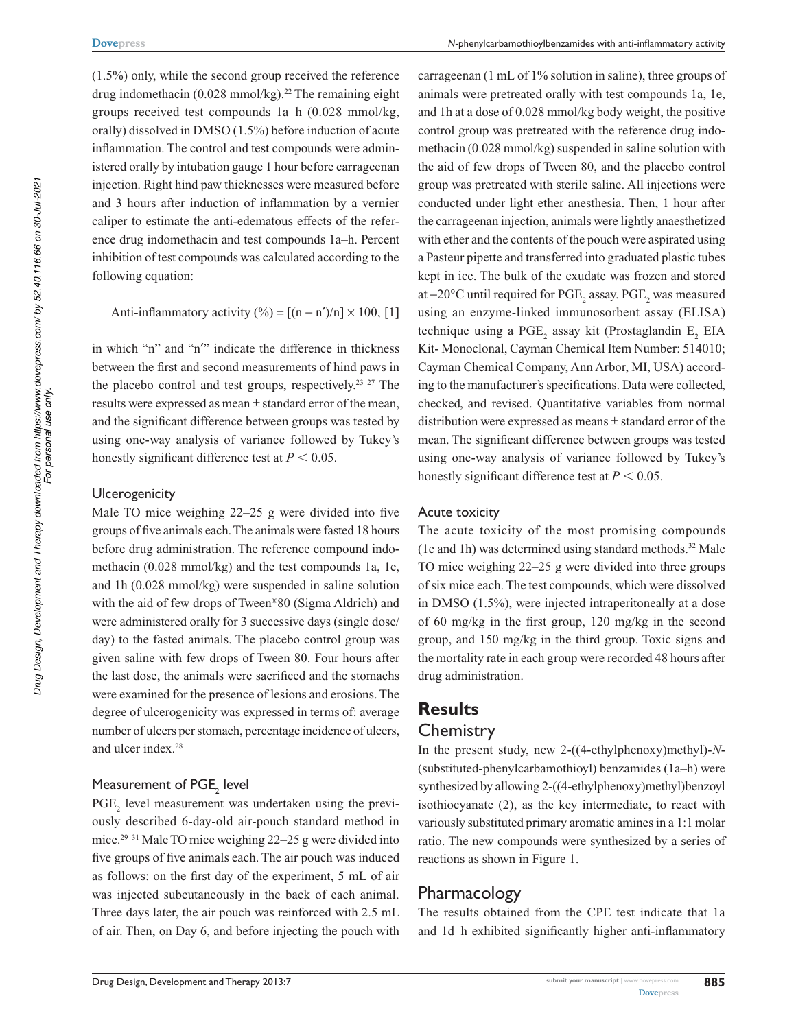(1.5%) only, while the second group received the reference drug indomethacin (0.028 mmol/kg).[22] The remaining eight groups received test compounds 1a–h (0.028 mmol/kg, orally) dissolved in DMSO (1.5%) before induction of acute inflammation. The control and test compounds were administered orally by intubation gauge 1 hour before carrageenan injection. Right hind paw thicknesses were measured before and 3 hours after induction of inflammation by a vernier caliper to estimate the anti-edematous effects of the reference drug indomethacin and test compounds 1a–h. Percent inhibition of test compounds was calculated according to the following equation:

$$\text{Anti-inflammatory activity } (\%) = [(n - n')/n] \times 100, \quad [1]$$

in which "n" and "n′" indicate the difference in thickness between the first and second measurements of hind paws in the placebo control and test groups, respectively.[23–27] The results were expressed as mean ± standard error of the mean, and the significant difference between groups was tested by using one-way analysis of variance followed by Tukey's honestly significant difference test at $P < 0.05$.

### Ulcerogenicity

Male TO mice weighing 22–25 g were divided into five groups of five animals each. The animals were fasted 18 hours before drug administration. The reference compound indomethacin (0.028 mmol/kg) and the test compounds 1a, 1e, and 1h (0.028 mmol/kg) were suspended in saline solution with the aid of few drops of Tween®80 (Sigma Aldrich) and were administered orally for 3 successive days (single dose/day) to the fasted animals. The placebo control group was given saline with few drops of Tween 80. Four hours after the last dose, the animals were sacrificed and the stomachs were examined for the presence of lesions and erosions. The degree of ulcerogenicity was expressed in terms of: average number of ulcers per stomach, percentage incidence of ulcers, and ulcer index.[28]

### Measurement of $PGE_2$ level

$PGE_2$ level measurement was undertaken using the previously described 6-day-old air-pouch standard method in mice.[29–31] Male TO mice weighing 22–25 g were divided into five groups of five animals each. The air pouch was induced as follows: on the first day of the experiment, 5 mL of air was injected subcutaneously in the back of each animal. Three days later, the air pouch was reinforced with 2.5 mL of air. Then, on Day 6, and before injecting the pouch with carrageenan (1 mL of 1% solution in saline), three groups of animals were pretreated orally with test compounds 1a, 1e, and 1h at a dose of 0.028 mmol/kg body weight, the positive control group was pretreated with the reference drug indomethacin (0.028 mmol/kg) suspended in saline solution with the aid of few drops of Tween 80, and the placebo control group was pretreated with sterile saline. All injections were conducted under light ether anesthesia. Then, 1 hour after the carrageenan injection, animals were lightly anaesthetized with ether and the contents of the pouch were aspirated using a Pasteur pipette and transferred into graduated plastic tubes kept in ice. The bulk of the exudate was frozen and stored at −20°C until required for $PGE_2$ assay. $PGE_2$ was measured using an enzyme-linked immunosorbent assay (ELISA) technique using a $PGE_2$ assay kit (Prostaglandin $E_2$ EIA Kit- Monoclonal, Cayman Chemical Item Number: 514010; Cayman Chemical Company, Ann Arbor, MI, USA) according to the manufacturer's specifications. Data were collected, checked, and revised. Quantitative variables from normal distribution were expressed as means ± standard error of the mean. The significant difference between groups was tested using one-way analysis of variance followed by Tukey's honestly significant difference test at $P < 0.05$.

### Acute toxicity

The acute toxicity of the most promising compounds (1e and 1h) was determined using standard methods.[32] Male TO mice weighing 22–25 g were divided into three groups of six mice each. The test compounds, which were dissolved in DMSO (1.5%), were injected intraperitoneally at a dose of 60 mg/kg in the first group, 120 mg/kg in the second group, and 150 mg/kg in the third group. Toxic signs and the mortality rate in each group were recorded 48 hours after drug administration.

# Results

## Chemistry

In the present study, new 2-((4-ethylphenoxy)methyl)-*N*-(substituted-phenylcarbamothioyl) benzamides (1a–h) were synthesized by allowing 2-((4-ethylphenoxy)methyl)benzoyl isothiocyanate (2), as the key intermediate, to react with variously substituted primary aromatic amines in a 1:1 molar ratio. The new compounds were synthesized by a series of reactions as shown in Figure 1.

## Pharmacology

The results obtained from the CPE test indicate that 1a and 1d–h exhibited significantly higher anti-inflammatory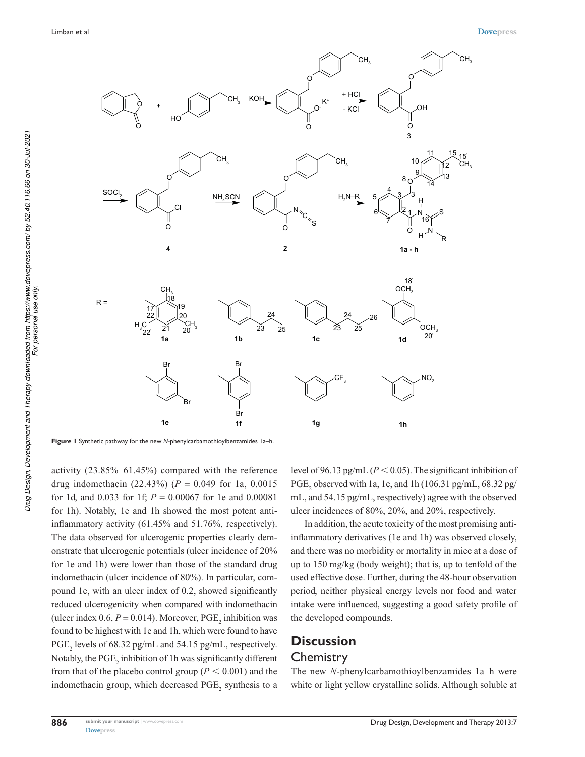**Figure 1** Synthetic pathway for the new *N*-phenylcarbamothioylbenzamides 1a–h.

activity (23.85%–61.45%) compared with the reference drug indomethacin (22.43%) ($P = 0.049$ for 1a, 0.0015 for 1d, and 0.033 for 1f; $P = 0.00067$ for 1e and 0.00081 for 1h). Notably, 1e and 1h showed the most potent anti-inflammatory activity (61.45% and 51.76%, respectively). The data observed for ulcerogenic properties clearly demonstrate that ulcerogenic potentials (ulcer incidence of 20% for 1e and 1h) were lower than those of the standard drug indomethacin (ulcer incidence of 80%). In particular, compound 1e, with an ulcer index of 0.2, showed significantly reduced ulcerogenicity when compared with indomethacin (ulcer index 0.6, $P = 0.014$). Moreover, $PGE_2$ inhibition was found to be highest with 1e and 1h, which were found to have $PGE_2$ levels of 68.32 pg/mL and 54.15 pg/mL, respectively. Notably, the $PGE_2$ inhibition of 1h was significantly different from that of the placebo control group ($P < 0.001$) and the indomethacin group, which decreased $PGE_2$ synthesis to a level of 96.13 pg/mL ($P < 0.05$). The significant inhibition of $PGE_2$ observed with 1a, 1e, and 1h (106.31 pg/mL, 68.32 pg/mL, and 54.15 pg/mL, respectively) agree with the observed ulcer incidences of 80%, 20%, and 20%, respectively.

In addition, the acute toxicity of the most promising anti-inflammatory derivatives (1e and 1h) was observed closely, and there was no morbidity or mortality in mice at a dose of up to 150 mg/kg (body weight); that is, up to tenfold of the used effective dose. Further, during the 48-hour observation period, neither physical energy levels nor food and water intake were influenced, suggesting a good safety profile of the developed compounds.

# Discussion

## Chemistry

The new *N*-phenylcarbamothioylbenzamides 1a–h were white or light yellow crystalline solids. Although soluble at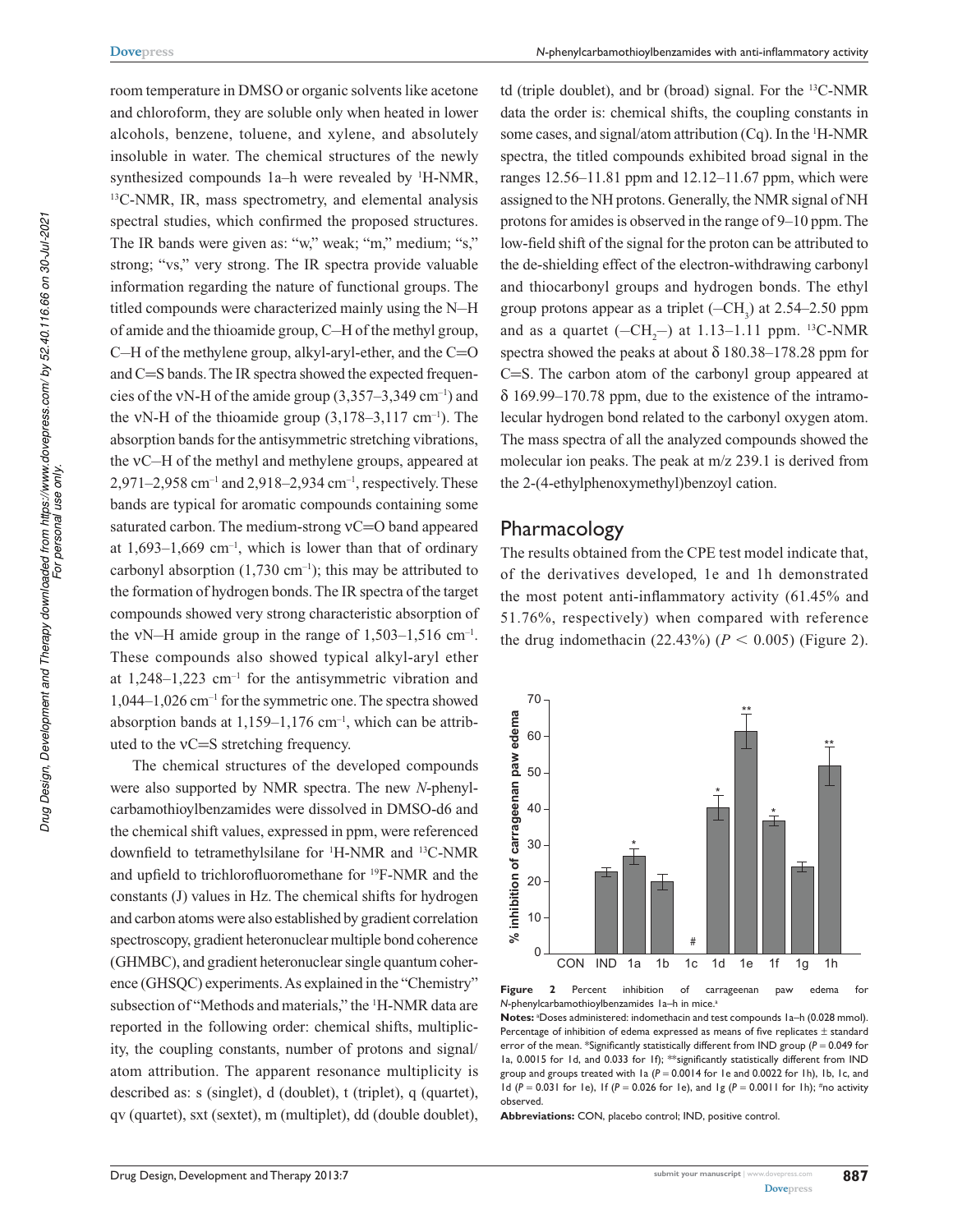room temperature in DMSO or organic solvents like acetone and chloroform, they are soluble only when heated in lower alcohols, benzene, toluene, and xylene, and absolutely insoluble in water. The chemical structures of the newly synthesized compounds 1a–h were revealed by $^1$H-NMR, $^{13}$C-NMR, IR, mass spectrometry, and elemental analysis spectral studies, which confirmed the proposed structures. The IR bands were given as: "w," weak; "m," medium; "s," strong; "vs," very strong. The IR spectra provide valuable information regarding the nature of functional groups. The titled compounds were characterized mainly using the N–H of amide and the thioamide group, C–H of the methyl group, C–H of the methylene group, alkyl-aryl-ether, and the C═O and C═S bands. The IR spectra showed the expected frequencies of the νN-H of the amide group (3,357–3,349 cm$^{-1}$) and the νN-H of the thioamide group (3,178–3,117 cm$^{-1}$). The absorption bands for the antisymmetric stretching vibrations, the νC–H of the methyl and methylene groups, appeared at 2,971–2,958 cm$^{-1}$ and 2,918–2,934 cm$^{-1}$, respectively. These bands are typical for aromatic compounds containing some saturated carbon. The medium-strong νC═O band appeared at 1,693–1,669 cm$^{-1}$, which is lower than that of ordinary carbonyl absorption (1,730 cm$^{-1}$); this may be attributed to the formation of hydrogen bonds. The IR spectra of the target compounds showed very strong characteristic absorption of the νN–H amide group in the range of 1,503–1,516 cm$^{-1}$. These compounds also showed typical alkyl-aryl ether at 1,248–1,223 cm$^{-1}$ for the antisymmetric vibration and 1,044–1,026 cm$^{-1}$ for the symmetric one. The spectra showed absorption bands at 1,159–1,176 cm$^{-1}$, which can be attributed to the νC═S stretching frequency.

The chemical structures of the developed compounds were also supported by NMR spectra. The new *N*-phenylcarbamothioylbenzamides were dissolved in DMSO-d6 and the chemical shift values, expressed in ppm, were referenced downfield to tetramethylsilane for $^1$H-NMR and $^{13}$C-NMR and upfield to trichlorofluoromethane for $^{19}$F-NMR and the constants (J) values in Hz. The chemical shifts for hydrogen and carbon atoms were also established by gradient correlation spectroscopy, gradient heteronuclear multiple bond coherence (GHMBC), and gradient heteronuclear single quantum coherence (GHSQC) experiments. As explained in the "Chemistry" subsection of "Methods and materials," the $^1$H-NMR data are reported in the following order: chemical shifts, multiplicity, the coupling constants, number of protons and signal/atom attribution. The apparent resonance multiplicity is described as: s (singlet), d (doublet), t (triplet), q (quartet), qv (quartet), sxt (sextet), m (multiplet), dd (double doublet), td (triple doublet), and br (broad) signal. For the $^{13}$C-NMR data the order is: chemical shifts, the coupling constants in some cases, and signal/atom attribution (Cq). In the $^1$H-NMR spectra, the titled compounds exhibited broad signal in the ranges 12.56–11.81 ppm and 12.12–11.67 ppm, which were assigned to the NH protons. Generally, the NMR signal of NH protons for amides is observed in the range of 9–10 ppm. The low-field shift of the signal for the proton can be attributed to the de-shielding effect of the electron-withdrawing carbonyl and thiocarbonyl groups and hydrogen bonds. The ethyl group protons appear as a triplet (–$CH_3$) at 2.54–2.50 ppm and as a quartet (–$CH_2$–) at 1.13–1.11 ppm. $^{13}$C-NMR spectra showed the peaks at about δ 180.38–178.28 ppm for C═S. The carbon atom of the carbonyl group appeared at δ 169.99–170.78 ppm, due to the existence of the intramolecular hydrogen bond related to the carbonyl oxygen atom. The mass spectra of all the analyzed compounds showed the molecular ion peaks. The peak at m/z 239.1 is derived from the 2-(4-ethylphenoxymethyl)benzoyl cation.

## Pharmacology

The results obtained from the CPE test model indicate that, of the derivatives developed, 1e and 1h demonstrated the most potent anti-inflammatory activity (61.45% and 51.76%, respectively) when compared with reference the drug indomethacin (22.43%) ($P < 0.005$) (Figure 2).

**Figure 2** Percent inhibition of carrageenan paw edema for *N*-phenylcarbamothioylbenzamides 1a–h in mice.[a]

**Notes:** [a]Doses administered: indomethacin and test compounds 1a–h (0.028 mmol). Percentage of inhibition of edema expressed as means of five replicates ± standard error of the mean. *Significantly statistically different from IND group ($P = 0.049$ for 1a, 0.0015 for 1d, and 0.033 for 1f); **significantly statistically different from IND group and groups treated with 1a ($P = 0.0014$ for 1e and 0.0022 for 1h), 1b, 1c, and 1d ($P = 0.031$ for 1e), 1f ($P = 0.026$ for 1e), and 1g ($P = 0.0011$ for 1h); #no activity observed.

**Abbreviations:** CON, placebo control; IND, positive control.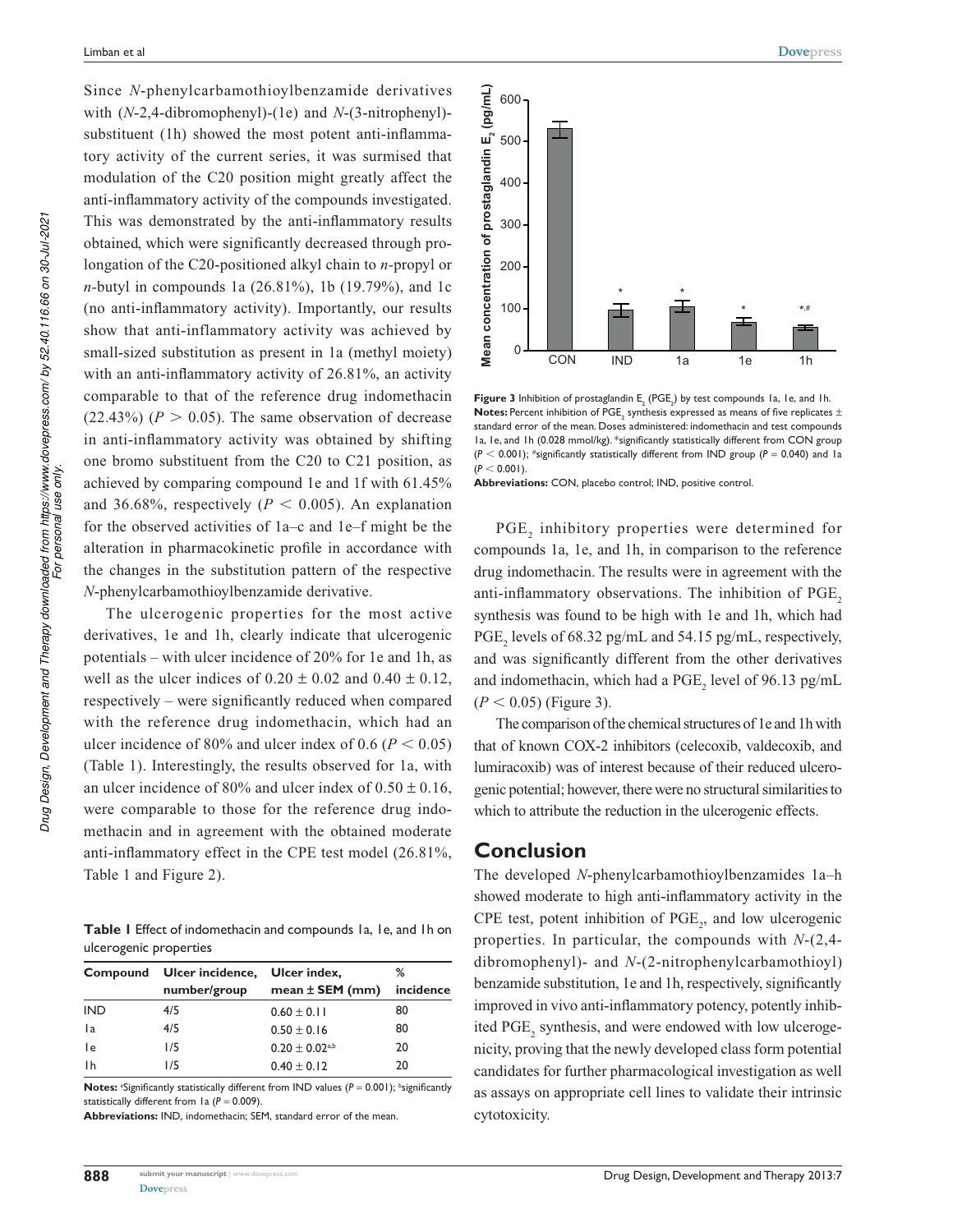Since *N*-phenylcarbamothioylbenzamide derivatives with (*N*-2,4-dibromophenyl)-(1e) and *N*-(3-nitrophenyl)-substituent (1h) showed the most potent anti-inflammatory activity of the current series, it was surmised that modulation of the C20 position might greatly affect the anti-inflammatory activity of the compounds investigated. This was demonstrated by the anti-inflammatory results obtained, which were significantly decreased through prolongation of the C20-positioned alkyl chain to *n*-propyl or *n*-butyl in compounds 1a (26.81%), 1b (19.79%), and 1c (no anti-inflammatory activity). Importantly, our results show that anti-inflammatory activity was achieved by small-sized substitution as present in 1a (methyl moiety) with an anti-inflammatory activity of 26.81%, an activity comparable to that of the reference drug indomethacin (22.43%) ($P > 0.05$). The same observation of decrease in anti-inflammatory activity was obtained by shifting one bromo substituent from the C20 to C21 position, as achieved by comparing compound 1e and 1f with 61.45% and 36.68%, respectively ($P < 0.005$). An explanation for the observed activities of 1a–c and 1e–f might be the alteration in pharmacokinetic profile in accordance with the changes in the substitution pattern of the respective *N*-phenylcarbamothioylbenzamide derivative.

The ulcerogenic properties for the most active derivatives, 1e and 1h, clearly indicate that ulcerogenic potentials – with ulcer incidence of 20% for 1e and 1h, as well as the ulcer indices of $0.20 \pm 0.02$ and $0.40 \pm 0.12$, respectively – were significantly reduced when compared with the reference drug indomethacin, which had an ulcer incidence of 80% and ulcer index of 0.6 ($P < 0.05$) (Table 1). Interestingly, the results observed for 1a, with an ulcer incidence of 80% and ulcer index of $0.50 \pm 0.16$, were comparable to those for the reference drug indomethacin and in agreement with the obtained moderate anti-inflammatory effect in the CPE test model (26.81%, Table 1 and Figure 2).

**Table 1** Effect of indomethacin and compounds 1a, 1e, and 1h on ulcerogenic properties

| Compound | Ulcer incidence, number/group | Ulcer index, mean ± SEM (mm) | % incidence |
|---|---|---|---|
| IND | 4/5 | $0.60 \pm 0.11$ | 80 |
| 1a | 4/5 | $0.50 \pm 0.16$ | 80 |
| 1e | 1/5 | $0.20 \pm 0.02^{a,b}$ | 20 |
| 1h | 1/5 | $0.40 \pm 0.12$ | 20 |

**Notes:** [a]Significantly statistically different from IND values ($P = 0.001$); [b]significantly statistically different from 1a ($P = 0.009$).

**Abbreviations:** IND, indomethacin; SEM, standard error of the mean.

**Figure 3** Inhibition of prostaglandin $E_2$ ($PGE_2$) by test compounds 1a, 1e, and 1h.

**Notes:** Percent inhibition of $PGE_2$ synthesis expressed as means of five replicates ± standard error of the mean. Doses administered: indomethacin and test compounds 1a, 1e, and 1h (0.028 mmol/kg). *significantly statistically different from CON group ($P < 0.001$); #significantly statistically different from IND group ($P = 0.040$) and 1a ($P < 0.001$).

**Abbreviations:** CON, placebo control; IND, positive control.

$PGE_2$ inhibitory properties were determined for compounds 1a, 1e, and 1h, in comparison to the reference drug indomethacin. The results were in agreement with the anti-inflammatory observations. The inhibition of $PGE_2$ synthesis was found to be high with 1e and 1h, which had $PGE_2$ levels of 68.32 pg/mL and 54.15 pg/mL, respectively, and was significantly different from the other derivatives and indomethacin, which had a $PGE_2$ level of 96.13 pg/mL ($P < 0.05$) (Figure 3).

The comparison of the chemical structures of 1e and 1h with that of known COX-2 inhibitors (celecoxib, valdecoxib, and lumiracoxib) was of interest because of their reduced ulcerogenic potential; however, there were no structural similarities to which to attribute the reduction in the ulcerogenic effects.

## Conclusion

The developed *N*-phenylcarbamothioylbenzamides 1a–h showed moderate to high anti-inflammatory activity in the CPE test, potent inhibition of $PGE_2$, and low ulcerogenic properties. In particular, the compounds with *N*-(2,4-dibromophenyl)- and *N*-(2-nitrophenylcarbamothioyl) benzamide substitution, 1e and 1h, respectively, significantly improved in vivo anti-inflammatory potency, potently inhibited $PGE_2$ synthesis, and were endowed with low ulcerogenicity, proving that the newly developed class form potential candidates for further pharmacological investigation as well as assays on appropriate cell lines to validate their intrinsic cytotoxicity.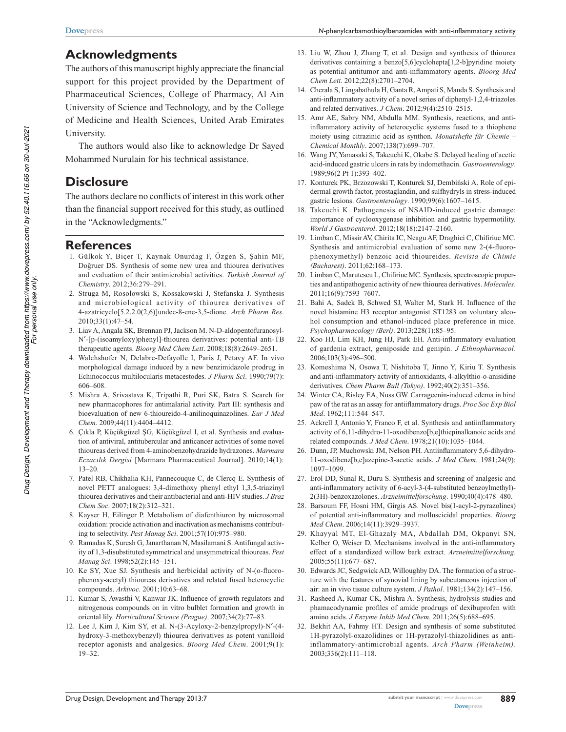## Acknowledgments

The authors of this manuscript highly appreciate the financial support for this project provided by the Department of Pharmaceutical Sciences, College of Pharmacy, Al Ain University of Science and Technology, and by the College of Medicine and Health Sciences, United Arab Emirates University.

The authors would also like to acknowledge Dr Sayed Mohammed Nurulain for his technical assistance.

## Disclosure

The authors declare no conflicts of interest in this work other than the financial support received for this study, as outlined in the "Acknowledgments."

## References

1. Gülkok Y, Biçer T, Kaynak Onurdag F, Özgen S, Şahin MF, Doğruer DS. Synthesis of some new urea and thiourea derivatives and evaluation of their antimicrobial activities. *Turkish Journal of Chemistry*. 2012;36:279–291.
2. Struga M, Rosolowski S, Kossakowski J, Stefanska J. Synthesis and microbiological activity of thiourea derivatives of 4-azatricyclo[5.2.2.0(2,6)]undec-8-ene-3,5-dione. *Arch Pharm Res*. 2010;33(1):47–54.
3. Liav A, Angala SK, Brennan PJ, Jackson M. N-D-aldopentofuranosyl-N′-[p-(isoamyloxy)phenyl]-thiourea derivatives: potential anti-TB therapeutic agents. *Bioorg Med Chem Lett*. 2008;18(8):2649–2651.
4. Walchshofer N, Delabre-Defayolle I, Paris J, Petavy AF. In vivo morphological damage induced by a new benzimidazole prodrug in Echinococcus multilocularis metacestodes. *J Pharm Sci*. 1990;79(7): 606–608.
5. Mishra A, Srivastava K, Tripathi R, Puri SK, Batra S. Search for new pharmacophores for antimalarial activity. Part III: synthesis and bioevaluation of new 6-thioureido-4-anilinoquinazolines. *Eur J Med Chem*. 2009;44(11):4404–4412.
6. Çıkla P, Küçükgüzel ŞG, Küçükgüzel I, et al. Synthesis and evaluation of antiviral, antitubercular and anticancer activities of some novel thioureas derived from 4-aminobenzohydrazide hydrazones. *Marmara Eczacılık Dergisi* [Marmara Pharmaceutical Journal]. 2010;14(1): 13–20.
7. Patel RB, Chikhalia KH, Pannecouque C, de Clercq E. Synthesis of novel PETT analogues: 3,4-dimethoxy phenyl ethyl 1,3,5-triazinyl thiourea derivatives and their antibacterial and anti-HIV studies. *J Braz Chem Soc*. 2007;18(2):312–321.
8. Kayser H, Eilinger P. Metabolism of diafenthiuron by microsomal oxidation: procide activation and inactivation as mechanisms contributing to selectivity. *Pest Manag Sci*. 2001;57(10):975–980.
9. Ramadas K, Suresh G, Janarthanan N, Masilamani S. Antifungal activity of 1,3-disubstituted symmetrical and unsymmetrical thioureas. *Pest Manag Sci*. 1998;52(2):145–151.
10. Ke SY, Xue SJ. Synthesis and herbicidal activity of N-(o-fluorophenoxy-acetyl) thioureas derivatives and related fused heterocyclic compounds. *Arkivoc*. 2001;10:63–68.
11. Kumar S, Awasthi V, Kanwar JK. Influence of growth regulators and nitrogenous compounds on in vitro bulblet formation and growth in oriental lily. *Horticultural Science (Prague)*. 2007;34(2):77–83.
12. Lee J, Kim J, Kim SY, et al. N-(3-Acyloxy-2-benzylpropyl)-N′-(4-hydroxy-3-methoxybenzyl) thiourea derivatives as potent vanilloid receptor agonists and analgesics. *Bioorg Med Chem*. 2001;9(1): 19–32.
13. Liu W, Zhou J, Zhang T, et al. Design and synthesis of thiourea derivatives containing a benzo[5,6]cyclohepta[1,2-b]pyridine moiety as potential antitumor and anti-inflammatory agents. *Bioorg Med Chem Lett*. 2012;22(8):2701–2704.
14. Cherala S, Lingabathula H, Ganta R, Ampati S, Manda S. Synthesis and anti-inflammatory activity of a novel series of diphenyl-1,2,4-triazoles and related derivatives. *J Chem*. 2012;9(4):2510–2515.
15. Amr AE, Sabry NM, Abdulla MM. Synthesis, reactions, and anti-inflammatory activity of heterocyclic systems fused to a thiophene moiety using citrazinic acid as synthon. *Monatshefte für Chemie – Chemical Monthly*. 2007;138(7):699–707.
16. Wang JY, Yamasaki S, Takeuchi K, Okabe S. Delayed healing of acetic acid-induced gastric ulcers in rats by indomethacin. *Gastroenterology*. 1989;96(2 Pt 1):393–402.
17. Konturek PK, Brzozowski T, Konturek SJ, Dembiński A. Role of epidermal growth factor, prostaglandin, and sulfhydryls in stress-induced gastric lesions. *Gastroenterology*. 1990;99(6):1607–1615.
18. Takeuchi K. Pathogenesis of NSAID-induced gastric damage: importance of cyclooxygenase inhibition and gastric hypermotility. *World J Gastroenterol*. 2012;18(18):2147–2160.
19. Limban C, Missir AV, Chirita IC, Neagu AF, Draghici C, Chifiriuc MC. Synthesis and antimicrobial evaluation of some new 2-(4-fluorophenoxymethyl) benzoic acid thioureides. *Revista de Chimie (Bucharest)*. 2011;62:168–173.
20. Limban C, Marutescu L, Chifiriuc MC. Synthesis, spectroscopic properties and antipathogenic activity of new thiourea derivatives. *Molecules*. 2011;16(9):7593–7607.
21. Bahi A, Sadek B, Schwed SJ, Walter M, Stark H. Influence of the novel histamine H3 receptor antagonist ST1283 on voluntary alcohol consumption and ethanol-induced place preference in mice. *Psychopharmacology (Berl)*. 2013;228(1):85–95.
22. Koo HJ, Lim KH, Jung HJ, Park EH. Anti-inflammatory evaluation of gardenia extract, geniposide and genipin. *J Ethnopharmacol*. 2006;103(3):496–500.
23. Komeshima N, Osowa T, Nishitoba T, Jinno Y, Kiriu T. Synthesis and anti-inflammatory activity of antioxidants, 4-alkylthio-o-anisidine derivatives. *Chem Pharm Bull (Tokyo)*. 1992;40(2):351–356.
24. Winter CA, Risley EA, Nuss GW. Carrageenin-induced edema in hind paw of the rat as an assay for antiiflammatory drugs. *Proc Soc Exp Biol Med*. 1962;111:544–547.
25. Ackrell J, Antonio Y, Franco F, et al. Synthesis and antiinflammatory activity of 6,11-dihydro-11-oxodibenzo[b,e]thiepinalkanoic acids and related compounds. *J Med Chem*. 1978;21(10):1035–1044.
26. Dunn, JP, Muchowski JM, Nelson PH. Antiinflammatory 5,6-dihydro-11-oxodibenz[b,e]azepine-3-acetic acids. *J Med Chem*. 1981;24(9): 1097–1099.
27. Erol DD, Sunal R, Duru S. Synthesis and screening of analgesic and anti-inflammatory activity of 6-acyl-3-(4-substituted benzoylmethyl)-2(3H)-benzoxazolones. *Arzneimittelforschung*. 1990;40(4):478–480.
28. Barsoum FF, Hosni HM, Girgis AS. Novel bis(1-acyl-2-pyrazolines) of potential anti-inflammatory and molluscicidal properties. *Bioorg Med Chem*. 2006;14(11):3929–3937.
29. Khayyal MT, El-Ghazaly MA, Abdallah DM, Okpanyi SN, Kelber O, Weiser D. Mechanisms involved in the anti-inflammatory effect of a standardized willow bark extract. *Arzneimittelforschung*. 2005;55(11):677–687.
30. Edwards JC, Sedgwick AD, Willoughby DA. The formation of a structure with the features of synovial lining by subcutaneous injection of air: an in vivo tissue culture system. *J Pathol*. 1981;134(2):147–156.
31. Rasheed A, Kumar CK, Mishra A. Synthesis, hydrolysis studies and phamacodynamic profiles of amide prodrugs of dexibuprofen with amino acids. *J Enzyme Inhib Med Chem*. 2011;26(5):688–695.
32. Bekhit AA, Fahmy HT. Design and synthesis of some substituted 1H-pyrazolyl-oxazolidines or 1H-pyrazolyl-thiazolidines as anti-inflammatory-antimicrobial agents. *Arch Pharm (Weinheim)*. 2003;336(2):111–118.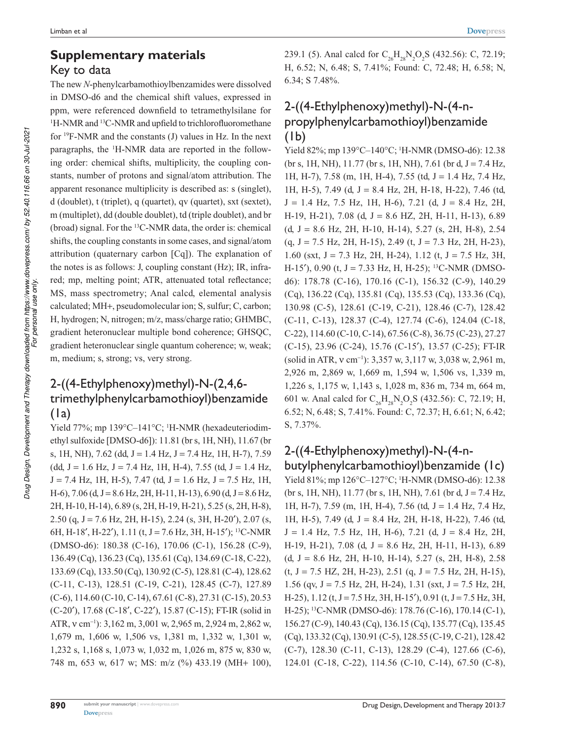## Supplementary materials

### Key to data

The new *N*-phenylcarbamothioylbenzamides were dissolved in DMSO-d6 and the chemical shift values, expressed in ppm, were referenced downfield to tetramethylsilane for $^{1}$H-NMR and $^{13}$C-NMR and upfield to trichlorofluoromethane for $^{19}$F-NMR and the constants (J) values in Hz. In the next paragraphs, the $^{1}$H-NMR data are reported in the following order: chemical shifts, multiplicity, the coupling constants, number of protons and signal/atom attribution. The apparent resonance multiplicity is described as: s (singlet), d (doublet), t (triplet), q (quartet), qv (quartet), sxt (sextet), m (multiplet), dd (double doublet), td (triple doublet), and br (broad) signal. For the $^{13}$C-NMR data, the order is: chemical shifts, the coupling constants in some cases, and signal/atom attribution (quaternary carbon [Cq]). The explanation of the notes is as follows: J, coupling constant (Hz); IR, infrared; mp, melting point; ATR, attenuated total reflectance; MS, mass spectrometry; Anal calcd, elemental analysis calculated; MH+, pseudomolecular ion; S, sulfur; C, carbon; H, hydrogen; N, nitrogen; m/z, mass/charge ratio; GHMBC, gradient heteronuclear multiple bond coherence; GHSQC, gradient heteronuclear single quantum coherence; w, weak; m, medium; s, strong; vs, very strong.

### 2-((4-Ethylphenoxy)methyl)-N-(2,4,6-trimethylphenylcarbamothioyl)benzamide (1a)

Yield 77%; mp 139°C–141°C; $^{1}$H-NMR (hexadeuteriodimethyl sulfoxide [DMSO-d6]): 11.81 (br s, 1H, NH), 11.67 (br s, 1H, NH), 7.62 (dd, J = 1.4 Hz, J = 7.4 Hz, 1H, H-7), 7.59 (dd, J = 1.6 Hz, J = 7.4 Hz, 1H, H-4), 7.55 (td, J = 1.4 Hz, J = 7.4 Hz, 1H, H-5), 7.47 (td, J = 1.6 Hz, J = 7.5 Hz, 1H, H-6), 7.06 (d, J = 8.6 Hz, 2H, H-11, H-13), 6.90 (d, J = 8.6 Hz, 2H, H-10, H-14), 6.89 (s, 2H, H-19, H-21), 5.25 (s, 2H, H-8), 2.50 (q, J = 7.6 Hz, 2H, H-15), 2.24 (s, 3H, H-20′), 2.07 (s, 6H, H-18′, H-22′), 1.11 (t, J = 7.6 Hz, 3H, H-15′); $^{13}$C-NMR (DMSO-d6): 180.38 (C-16), 170.06 (C-1), 156.28 (C-9), 136.49 (Cq), 136.23 (Cq), 135.61 (Cq), 134.69 (C-18, C-22), 133.69 (Cq), 133.50 (Cq), 130.92 (C-5), 128.81 (C-4), 128.62 (C-11, C-13), 128.51 (C-19, C-21), 128.45 (C-7), 127.89 (C-6), 114.60 (C-10, C-14), 67.61 (C-8), 27.31 (C-15), 20.53 (C-20′), 17.68 (C-18′, C-22′), 15.87 (C-15); FT-IR (solid in ATR, ν cm$^{-1}$): 3,162 m, 3,001 w, 2,965 m, 2,924 m, 2,862 w, 1,679 m, 1,606 w, 1,506 vs, 1,381 m, 1,332 w, 1,301 w, 1,232 s, 1,168 s, 1,073 w, 1,032 m, 1,026 m, 875 w, 830 w, 748 m, 653 w, 617 w; MS: m/z (%) 433.19 (MH+ 100), 239.1 (5). Anal calcd for $C_{26}H_{28}N_2O_2S$ (432.56): C, 72.19; H, 6.52; N, 6.48; S, 7.41%; Found: C, 72.48; H, 6.58; N, 6.34; S 7.48%.

### 2-((4-Ethylphenoxy)methyl)-N-(4-n-propylphenylcarbamothioyl)benzamide (1b)

Yield 82%; mp 139°C–140°C; $^{1}$H-NMR (DMSO-d6): 12.38 (br s, 1H, NH), 11.77 (br s, 1H, NH), 7.61 (br d, J = 7.4 Hz, 1H, H-7), 7.58 (m, 1H, H-4), 7.55 (td, J = 1.4 Hz, 7.4 Hz, 1H, H-5), 7.49 (d, J = 8.4 Hz, 2H, H-18, H-22), 7.46 (td, J = 1.4 Hz, 7.5 Hz, 1H, H-6), 7.21 (d, J = 8.4 Hz, 2H, H-19, H-21), 7.08 (d, J = 8.6 HZ, 2H, H-11, H-13), 6.89 (d, J = 8.6 Hz, 2H, H-10, H-14), 5.27 (s, 2H, H-8), 2.54 (q, J = 7.5 Hz, 2H, H-15), 2.49 (t, J = 7.3 Hz, 2H, H-23), 1.60 (sxt, J = 7.3 Hz, 2H, H-24), 1.12 (t, J = 7.5 Hz, 3H, H-15′), 0.90 (t, J = 7.33 Hz, H, H-25); $^{13}$C-NMR (DMSO-d6): 178.78 (C-16), 170.16 (C-1), 156.32 (C-9), 140.29 (Cq), 136.22 (Cq), 135.81 (Cq), 135.53 (Cq), 133.36 (Cq), 130.98 (C-5), 128.61 (C-19, C-21), 128.46 (C-7), 128.42 (C-11, C-13), 128.37 (C-4), 127.74 (C-6), 124.04 (C-18, C-22), 114.60 (C-10, C-14), 67.56 (C-8), 36.75 (C-23), 27.27 (C-15), 23.96 (C-24), 15.76 (C-15′), 13.57 (C-25); FT-IR (solid in ATR, ν cm$^{-1}$): 3,357 w, 3,117 w, 3,038 w, 2,961 m, 2,926 m, 2,869 w, 1,669 m, 1,594 w, 1,506 vs, 1,339 m, 1,226 s, 1,175 w, 1,143 s, 1,028 m, 836 m, 734 m, 664 m, 601 w. Anal calcd for $C_{26}H_{28}N_2O_2S$ (432.56): C, 72.19; H, 6.52; N, 6.48; S, 7.41%. Found: C, 72.37; H, 6.61; N, 6.42; S, 7.37%.

### 2-((4-Ethylphenoxy)methyl)-N-(4-n-butylphenylcarbamothioyl)benzamide (1c)

Yield 81%; mp 126°C–127°C; $^{1}$H-NMR (DMSO-d6): 12.38 (br s, 1H, NH), 11.77 (br s, 1H, NH), 7.61 (br d, J = 7.4 Hz, 1H, H-7), 7.59 (m, 1H, H-4), 7.56 (td, J = 1.4 Hz, 7.4 Hz, 1H, H-5), 7.49 (d, J = 8.4 Hz, 2H, H-18, H-22), 7.46 (td, J = 1.4 Hz, 7.5 Hz, 1H, H-6), 7.21 (d, J = 8.4 Hz, 2H, H-19, H-21), 7.08 (d, J = 8.6 Hz, 2H, H-11, H-13), 6.89 (d, J = 8.6 Hz, 2H, H-10, H-14), 5.27 (s, 2H, H-8), 2.58 (t, J = 7.5 HZ, 2H, H-23), 2.51 (q, J = 7.5 Hz, 2H, H-15), 1.56 (qv, J = 7.5 Hz, 2H, H-24), 1.31 (sxt, J = 7.5 Hz, 2H, H-25), 1.12 (t, J = 7.5 Hz, 3H, H-15′), 0.91 (t, J = 7.5 Hz, 3H, H-25); $^{13}$C-NMR (DMSO-d6): 178.76 (C-16), 170.14 (C-1), 156.27 (C-9), 140.43 (Cq), 136.15 (Cq), 135.77 (Cq), 135.45 (Cq), 133.32 (Cq), 130.91 (C-5), 128.55 (C-19, C-21), 128.42 (C-7), 128.30 (C-11, C-13), 128.29 (C-4), 127.66 (C-6), 124.01 (C-18, C-22), 114.56 (C-10, C-14), 67.50 (C-8),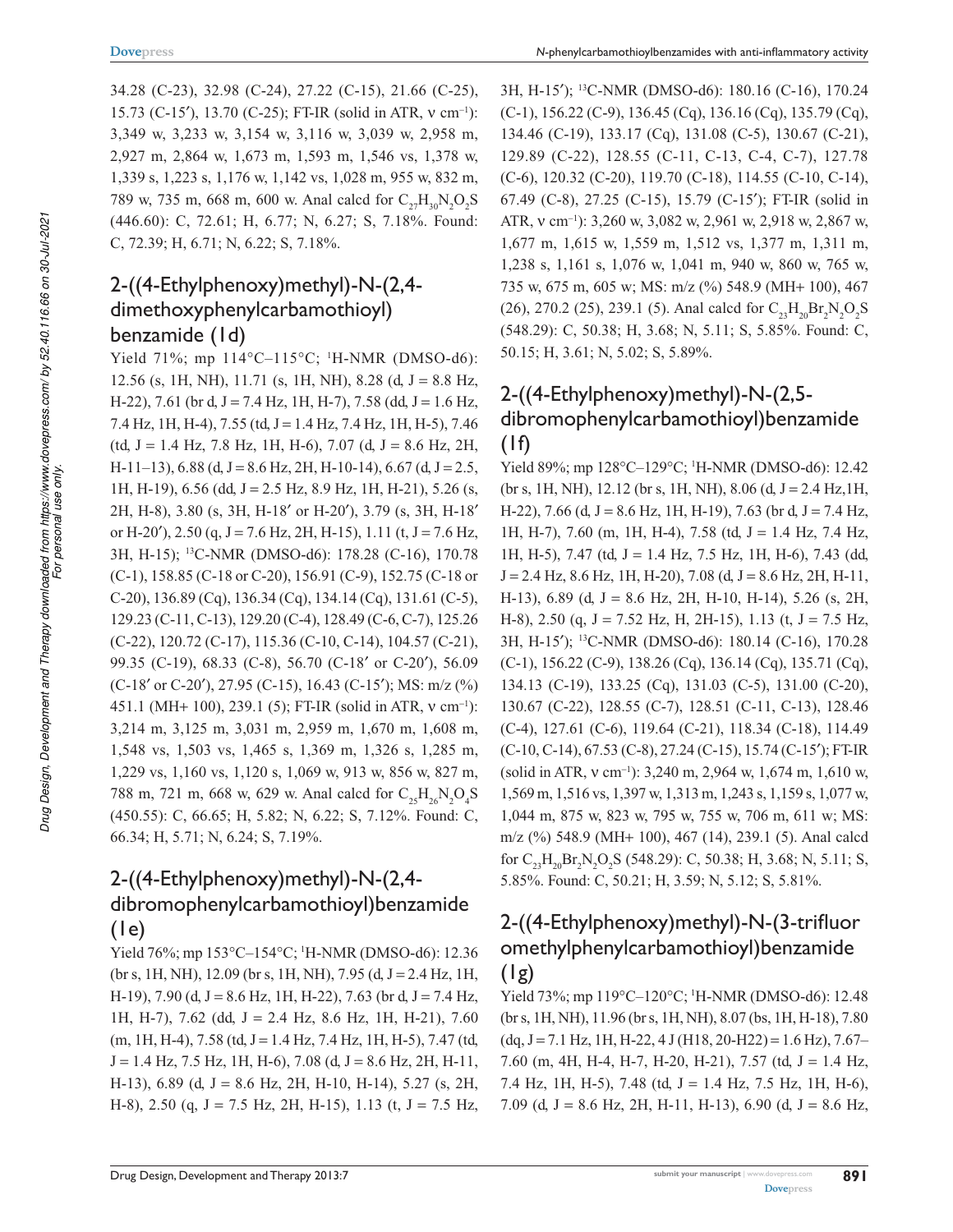34.28 (C-23), 32.98 (C-24), 27.22 (C-15), 21.66 (C-25), 15.73 (C-15′), 13.70 (C-25); FT-IR (solid in ATR, ν cm$^{-1}$): 3,349 w, 3,233 w, 3,154 w, 3,116 w, 3,039 w, 2,958 m, 2,927 m, 2,864 w, 1,673 m, 1,593 m, 1,546 vs, 1,378 w, 1,339 s, 1,223 s, 1,176 w, 1,142 vs, 1,028 m, 955 w, 832 m, 789 w, 735 m, 668 m, 600 w. Anal calcd for $C_{27}H_{30}N_2O_2S$ (446.60): C, 72.61; H, 6.77; N, 6.27; S, 7.18%. Found: C, 72.39; H, 6.71; N, 6.22; S, 7.18%.

## 2-((4-Ethylphenoxy)methyl)-N-(2,4-dimethoxyphenylcarbamothioyl) benzamide (1d)

Yield 71%; mp 114°C–115°C; $^1$H-NMR (DMSO-d6): 12.56 (s, 1H, NH), 11.71 (s, 1H, NH), 8.28 (d, J = 8.8 Hz, H-22), 7.61 (br d, J = 7.4 Hz, 1H, H-7), 7.58 (dd, J = 1.6 Hz, 7.4 Hz, 1H, H-4), 7.55 (td, J = 1.4 Hz, 7.4 Hz, 1H, H-5), 7.46 (td, J = 1.4 Hz, 7.8 Hz, 1H, H-6), 7.07 (d, J = 8.6 Hz, 2H, H-11–13), 6.88 (d, J = 8.6 Hz, 2H, H-10-14), 6.67 (d, J = 2.5, 1H, H-19), 6.56 (dd, J = 2.5 Hz, 8.9 Hz, 1H, H-21), 5.26 (s, 2H, H-8), 3.80 (s, 3H, H-18′ or H-20′), 3.79 (s, 3H, H-18′ or H-20′), 2.50 (q, J = 7.6 Hz, 2H, H-15), 1.11 (t, J = 7.6 Hz, 3H, H-15); $^{13}$C-NMR (DMSO-d6): 178.28 (C-16), 170.78 (C-1), 158.85 (C-18 or C-20), 156.91 (C-9), 152.75 (C-18 or C-20), 136.89 (Cq), 136.34 (Cq), 134.14 (Cq), 131.61 (C-5), 129.23 (C-11, C-13), 129.20 (C-4), 128.49 (C-6, C-7), 125.26 (C-22), 120.72 (C-17), 115.36 (C-10, C-14), 104.57 (C-21), 99.35 (C-19), 68.33 (C-8), 56.70 (C-18′ or C-20′), 56.09 (C-18′ or C-20′), 27.95 (C-15), 16.43 (C-15′); MS: m/z (%) 451.1 (MH+ 100), 239.1 (5); FT-IR (solid in ATR, ν cm$^{-1}$): 3,214 m, 3,125 m, 3,031 m, 2,959 m, 1,670 m, 1,608 m, 1,548 vs, 1,503 vs, 1,465 s, 1,369 m, 1,326 s, 1,285 m, 1,229 vs, 1,160 vs, 1,120 s, 1,069 w, 913 w, 856 w, 827 m, 788 m, 721 m, 668 w, 629 w. Anal calcd for $C_{25}H_{26}N_2O_4S$ (450.55): C, 66.65; H, 5.82; N, 6.22; S, 7.12%. Found: C, 66.34; H, 5.71; N, 6.24; S, 7.19%.

## 2-((4-Ethylphenoxy)methyl)-N-(2,4-dibromophenylcarbamothioyl)benzamide (1e)

Yield 76%; mp 153°C–154°C; $^1$H-NMR (DMSO-d6): 12.36 (br s, 1H, NH), 12.09 (br s, 1H, NH), 7.95 (d, J = 2.4 Hz, 1H, H-19), 7.90 (d, J = 8.6 Hz, 1H, H-22), 7.63 (br d, J = 7.4 Hz, 1H, H-7), 7.62 (dd, J = 2.4 Hz, 8.6 Hz, 1H, H-21), 7.60 (m, 1H, H-4), 7.58 (td, J = 1.4 Hz, 7.4 Hz, 1H, H-5), 7.47 (td, J = 1.4 Hz, 7.5 Hz, 1H, H-6), 7.08 (d, J = 8.6 Hz, 2H, H-11, H-13), 6.89 (d, J = 8.6 Hz, 2H, H-10, H-14), 5.27 (s, 2H, H-8), 2.50 (q, J = 7.5 Hz, 2H, H-15), 1.13 (t, J = 7.5 Hz, 3H, H-15′); $^{13}$C-NMR (DMSO-d6): 180.16 (C-16), 170.24 (C-1), 156.22 (C-9), 136.45 (Cq), 136.16 (Cq), 135.79 (Cq), 134.46 (C-19), 133.17 (Cq), 131.08 (C-5), 130.67 (C-21), 129.89 (C-22), 128.55 (C-11, C-13, C-4, C-7), 127.78 (C-6), 120.32 (C-20), 119.70 (C-18), 114.55 (C-10, C-14), 67.49 (C-8), 27.25 (C-15), 15.79 (C-15′); FT-IR (solid in ATR, ν cm$^{-1}$): 3,260 w, 3,082 w, 2,961 w, 2,918 w, 2,867 w, 1,677 m, 1,615 w, 1,559 m, 1,512 vs, 1,377 m, 1,311 m, 1,238 s, 1,161 s, 1,076 w, 1,041 m, 940 w, 860 w, 765 w, 735 w, 675 m, 605 w; MS: m/z (%) 548.9 (MH+ 100), 467 (26), 270.2 (25), 239.1 (5). Anal calcd for $C_{23}H_{20}Br_2N_2O_2S$ (548.29): C, 50.38; H, 3.68; N, 5.11; S, 5.85%. Found: C, 50.15; H, 3.61; N, 5.02; S, 5.89%.

## 2-((4-Ethylphenoxy)methyl)-N-(2,5-dibromophenylcarbamothioyl)benzamide (1f)

Yield 89%; mp 128°C–129°C; $^1$H-NMR (DMSO-d6): 12.42 (br s, 1H, NH), 12.12 (br s, 1H, NH), 8.06 (d, J = 2.4 Hz,1H, H-22), 7.66 (d, J = 8.6 Hz, 1H, H-19), 7.63 (br d, J = 7.4 Hz, 1H, H-7), 7.60 (m, 1H, H-4), 7.58 (td, J = 1.4 Hz, 7.4 Hz, 1H, H-5), 7.47 (td, J = 1.4 Hz, 7.5 Hz, 1H, H-6), 7.43 (dd, J = 2.4 Hz, 8.6 Hz, 1H, H-20), 7.08 (d, J = 8.6 Hz, 2H, H-11, H-13), 6.89 (d, J = 8.6 Hz, 2H, H-10, H-14), 5.26 (s, 2H, H-8), 2.50 (q, J = 7.52 Hz, H, 2H-15), 1.13 (t, J = 7.5 Hz, 3H, H-15′); $^{13}$C-NMR (DMSO-d6): 180.14 (C-16), 170.28 (C-1), 156.22 (C-9), 138.26 (Cq), 136.14 (Cq), 135.71 (Cq), 134.13 (C-19), 133.25 (Cq), 131.03 (C-5), 131.00 (C-20), 130.67 (C-22), 128.55 (C-7), 128.51 (C-11, C-13), 128.46 (C-4), 127.61 (C-6), 119.64 (C-21), 118.34 (C-18), 114.49 (C-10, C-14), 67.53 (C-8), 27.24 (C-15), 15.74 (C-15′); FT-IR (solid in ATR, ν cm$^{-1}$): 3,240 m, 2,964 w, 1,674 m, 1,610 w, 1,569 m, 1,516 vs, 1,397 w, 1,313 m, 1,243 s, 1,159 s, 1,077 w, 1,044 m, 875 w, 823 w, 795 w, 755 w, 706 m, 611 w; MS: m/z (%) 548.9 (MH+ 100), 467 (14), 239.1 (5). Anal calcd for $C_{23}H_{20}Br_2N_2O_2S$ (548.29): C, 50.38; H, 3.68; N, 5.11; S, 5.85%. Found: C, 50.21; H, 3.59; N, 5.12; S, 5.81%.

## 2-((4-Ethylphenoxy)methyl)-N-(3-trifluoromethylphenylcarbamothioyl)benzamide (1g)

Yield 73%; mp 119°C–120°C; $^1$H-NMR (DMSO-d6): 12.48 (br s, 1H, NH), 11.96 (br s, 1H, NH), 8.07 (bs, 1H, H-18), 7.80 (dq, J = 7.1 Hz, 1H, H-22, 4 J (H18, 20-H22) = 1.6 Hz), 7.67–7.60 (m, 4H, H-4, H-7, H-20, H-21), 7.57 (td, J = 1.4 Hz, 7.4 Hz, 1H, H-5), 7.48 (td, J = 1.4 Hz, 7.5 Hz, 1H, H-6), 7.09 (d, J = 8.6 Hz, 2H, H-11, H-13), 6.90 (d, J = 8.6 Hz,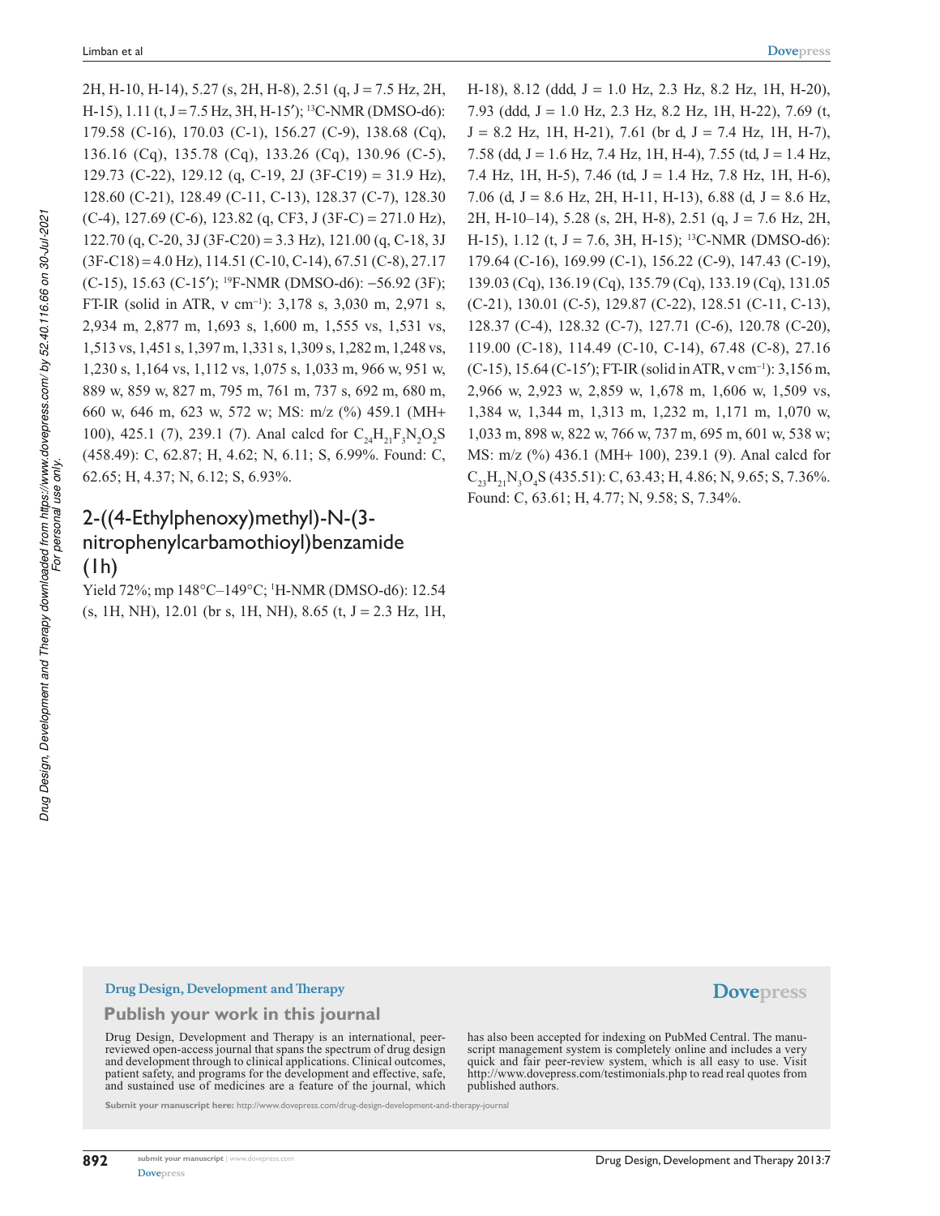2H, H-10, H-14), 5.27 (s, 2H, H-8), 2.51 (q, J = 7.5 Hz, 2H, H-15), 1.11 (t, J = 7.5 Hz, 3H, H-15′); [13]C-NMR (DMSO-d6): 179.58 (C-16), 170.03 (C-1), 156.27 (C-9), 138.68 (Cq), 136.16 (Cq), 135.78 (Cq), 133.26 (Cq), 130.96 (C-5), 129.73 (C-22), 129.12 (q, C-19, 2J (3F-C19) = 31.9 Hz), 128.60 (C-21), 128.49 (C-11, C-13), 128.37 (C-7), 128.30 (C-4), 127.69 (C-6), 123.82 (q, CF3, J (3F-C) = 271.0 Hz), 122.70 (q, C-20, 3J (3F-C20) = 3.3 Hz), 121.00 (q, C-18, 3J (3F-C18) = 4.0 Hz), 114.51 (C-10, C-14), 67.51 (C-8), 27.17 (C-15), 15.63 (C-15′); [19]F-NMR (DMSO-d6): −56.92 (3F); FT-IR (solid in ATR, ν cm$^{-1}$): 3,178 s, 3,030 m, 2,971 s, 2,934 m, 2,877 m, 1,693 s, 1,600 m, 1,555 vs, 1,531 vs, 1,513 vs, 1,451 s, 1,397 m, 1,331 s, 1,309 s, 1,282 m, 1,248 vs, 1,230 s, 1,164 vs, 1,112 vs, 1,075 s, 1,033 m, 966 w, 951 w, 889 w, 859 w, 827 m, 795 m, 761 m, 737 s, 692 m, 680 m, 660 w, 646 m, 623 w, 572 w; MS: m/z (%) 459.1 (MH+ 100), 425.1 (7), 239.1 (7). Anal calcd for $C_{24}H_{21}F_3N_2O_2S$ (458.49): C, 62.87; H, 4.62; N, 6.11; S, 6.99%. Found: C, 62.65; H, 4.37; N, 6.12; S, 6.93%.

## 2-((4-Ethylphenoxy)methyl)-N-(3-nitrophenylcarbamothioyl)benzamide (1h)

Yield 72%; mp 148°C–149°C; [1]H-NMR (DMSO-d6): 12.54 (s, 1H, NH), 12.01 (br s, 1H, NH), 8.65 (t, J = 2.3 Hz, 1H, H-18), 8.12 (ddd, J = 1.0 Hz, 2.3 Hz, 8.2 Hz, 1H, H-20), 7.93 (ddd, J = 1.0 Hz, 2.3 Hz, 8.2 Hz, 1H, H-22), 7.69 (t, J = 8.2 Hz, 1H, H-21), 7.61 (br d, J = 7.4 Hz, 1H, H-7), 7.58 (dd, J = 1.6 Hz, 7.4 Hz, 1H, H-4), 7.55 (td, J = 1.4 Hz, 7.4 Hz, 1H, H-5), 7.46 (td, J = 1.4 Hz, 7.8 Hz, 1H, H-6), 7.06 (d, J = 8.6 Hz, 2H, H-11, H-13), 6.88 (d, J = 8.6 Hz, 2H, H-10–14), 5.28 (s, 2H, H-8), 2.51 (q, J = 7.6 Hz, 2H, H-15), 1.12 (t, J = 7.6, 3H, H-15); [13]C-NMR (DMSO-d6): 179.64 (C-16), 169.99 (C-1), 156.22 (C-9), 147.43 (C-19), 139.03 (Cq), 136.19 (Cq), 135.79 (Cq), 133.19 (Cq), 131.05 (C-21), 130.01 (C-5), 129.87 (C-22), 128.51 (C-11, C-13), 128.37 (C-4), 128.32 (C-7), 127.71 (C-6), 120.78 (C-20), 119.00 (C-18), 114.49 (C-10, C-14), 67.48 (C-8), 27.16 (C-15), 15.64 (C-15′); FT-IR (solid in ATR, ν cm$^{-1}$): 3,156 m, 2,966 w, 2,923 w, 2,859 w, 1,678 m, 1,606 w, 1,509 vs, 1,384 w, 1,344 m, 1,313 m, 1,232 m, 1,171 m, 1,070 w, 1,033 m, 898 w, 822 w, 766 w, 737 m, 695 m, 601 w, 538 w; MS: m/z (%) 436.1 (MH+ 100), 239.1 (9). Anal calcd for $C_{23}H_{21}N_3O_4S$ (435.51): C, 63.43; H, 4.86; N, 9.65; S, 7.36%. Found: C, 63.61; H, 4.77; N, 9.58; S, 7.34%.

**Drug Design, Development and Therapy**

**Publish your work in this journal**

Drug Design, Development and Therapy is an international, peer-reviewed open-access journal that spans the spectrum of drug design and development through to clinical applications. Clinical outcomes, patient safety, and programs for the development and effective, safe, and sustained use of medicines are a feature of the journal, which has also been accepted for indexing on PubMed Central. The manuscript management system is completely online and includes a very quick and fair peer-review system, which is all easy to use. Visit http://www.dovepress.com/testimonials.php to read real quotes from published authors.

**Submit your manuscript here:** http://www.dovepress.com/drug-design-development-and-therapy-journal